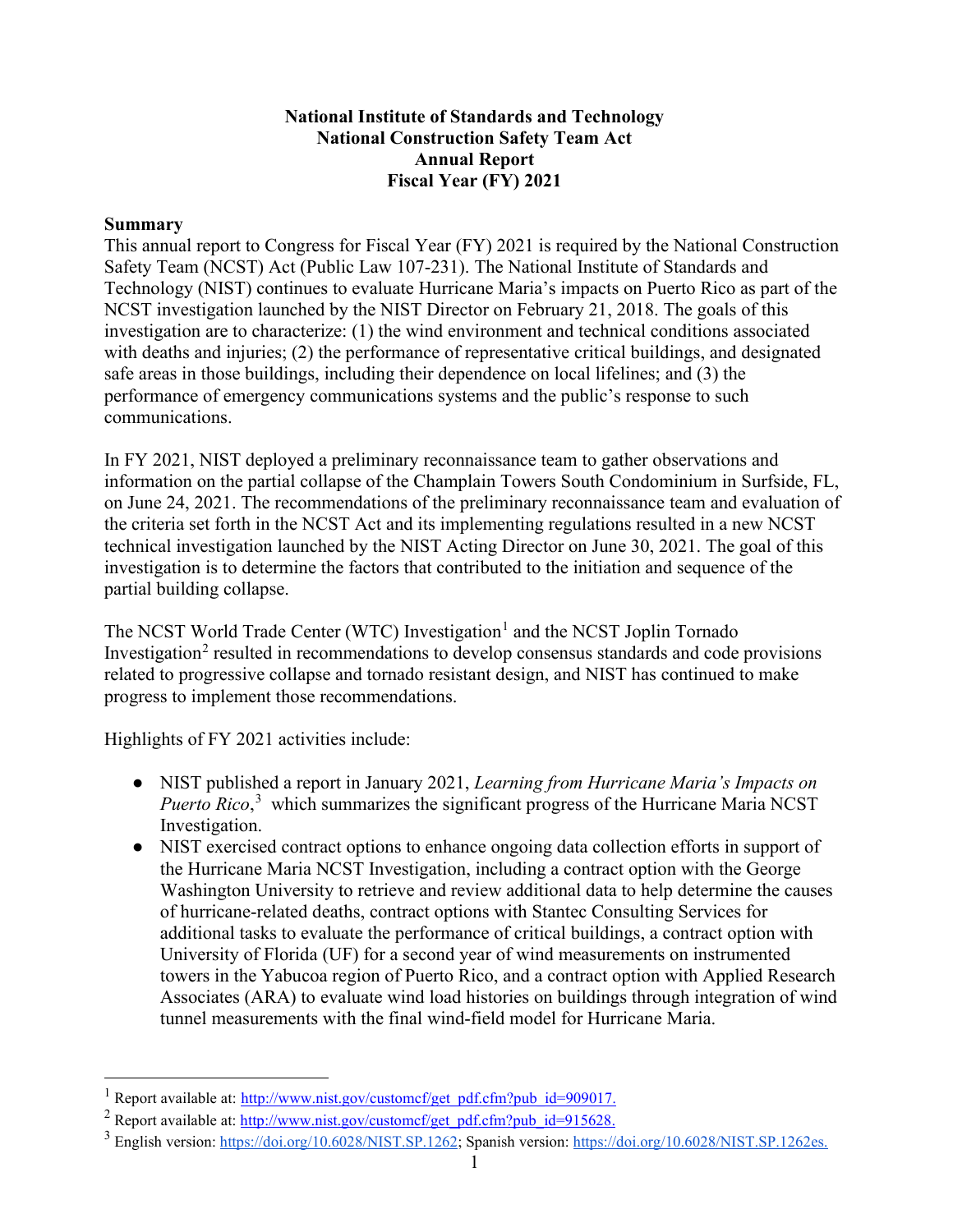# National Institute of Standards and Technology
# National Construction Safety Team Act
# Annual Report
# Fiscal Year (FY) 2021

## Summary

This annual report to Congress for Fiscal Year (FY) 2021 is required by the National Construction Safety Team (NCST) Act (Public Law 107-231). The National Institute of Standards and Technology (NIST) continues to evaluate Hurricane Maria's impacts on Puerto Rico as part of the NCST investigation launched by the NIST Director on February 21, 2018. The goals of this investigation are to characterize: (1) the wind environment and technical conditions associated with deaths and injuries; (2) the performance of representative critical buildings, and designated safe areas in those buildings, including their dependence on local lifelines; and (3) the performance of emergency communications systems and the public's response to such communications.

In FY 2021, NIST deployed a preliminary reconnaissance team to gather observations and information on the partial collapse of the Champlain Towers South Condominium in Surfside, FL, on June 24, 2021. The recommendations of the preliminary reconnaissance team and evaluation of the criteria set forth in the NCST Act and its implementing regulations resulted in a new NCST technical investigation launched by the NIST Acting Director on June 30, 2021. The goal of this investigation is to determine the factors that contributed to the initiation and sequence of the partial building collapse.

The NCST World Trade Center (WTC) Investigation[1] and the NCST Joplin Tornado Investigation[2] resulted in recommendations to develop consensus standards and code provisions related to progressive collapse and tornado resistant design, and NIST has continued to make progress to implement those recommendations.

Highlights of FY 2021 activities include:

- NIST published a report in January 2021, *Learning from Hurricane Maria's Impacts on Puerto Rico*,[3] which summarizes the significant progress of the Hurricane Maria NCST Investigation.
- NIST exercised contract options to enhance ongoing data collection efforts in support of the Hurricane Maria NCST Investigation, including a contract option with the George Washington University to retrieve and review additional data to help determine the causes of hurricane-related deaths, contract options with Stantec Consulting Services for additional tasks to evaluate the performance of critical buildings, a contract option with University of Florida (UF) for a second year of wind measurements on instrumented towers in the Yabucoa region of Puerto Rico, and a contract option with Applied Research Associates (ARA) to evaluate wind load histories on buildings through integration of wind tunnel measurements with the final wind-field model for Hurricane Maria.

---

[1] Report available at: http://www.nist.gov/customcf/get_pdf.cfm?pub_id=909017.

[2] Report available at: http://www.nist.gov/customcf/get_pdf.cfm?pub_id=915628.

[3] English version: https://doi.org/10.6028/NIST.SP.1262; Spanish version: https://doi.org/10.6028/NIST.SP.1262es.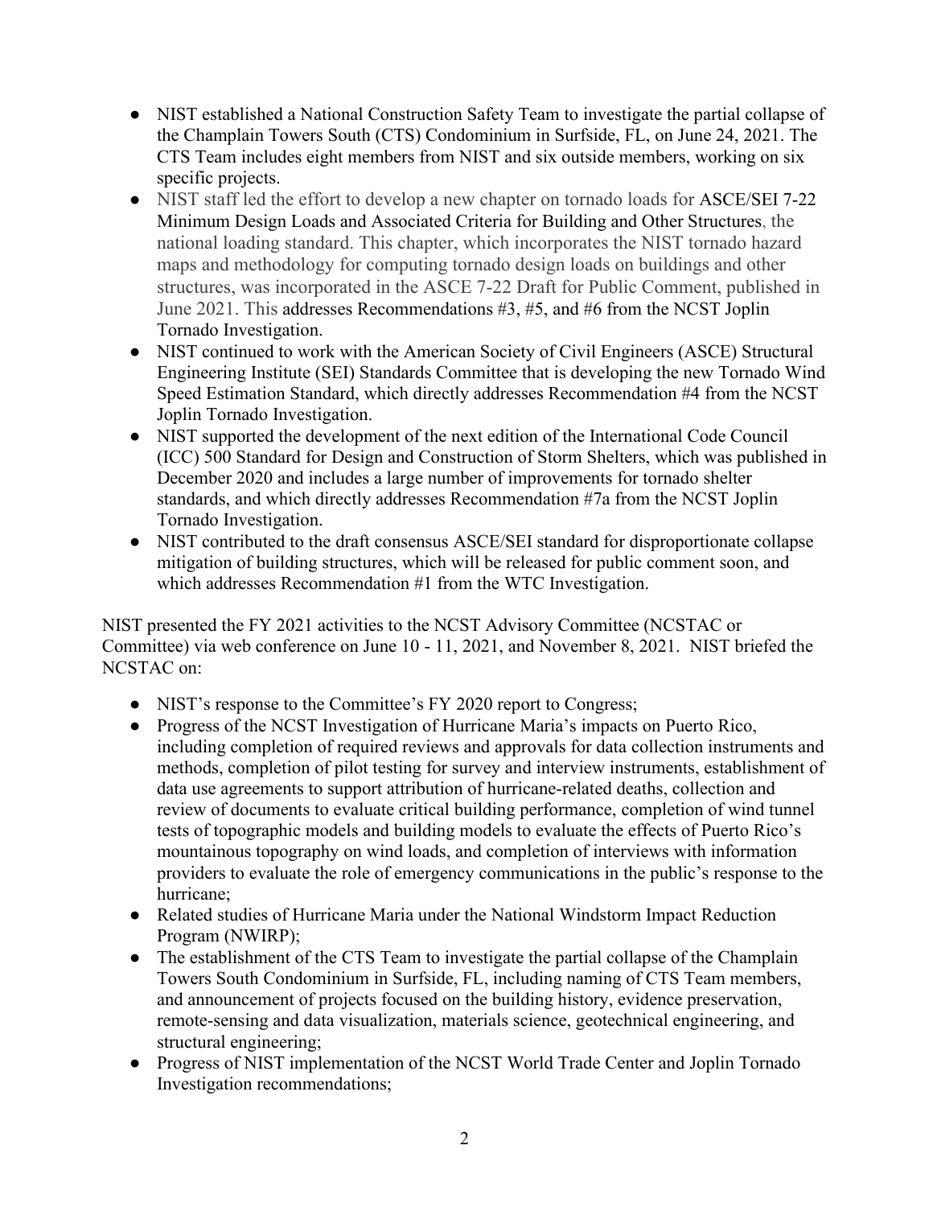- NIST established a National Construction Safety Team to investigate the partial collapse of the Champlain Towers South (CTS) Condominium in Surfside, FL, on June 24, 2021. The CTS Team includes eight members from NIST and six outside members, working on six specific projects.
- NIST staff led the effort to develop a new chapter on tornado loads for ASCE/SEI 7-22 Minimum Design Loads and Associated Criteria for Building and Other Structures, the national loading standard. This chapter, which incorporates the NIST tornado hazard maps and methodology for computing tornado design loads on buildings and other structures, was incorporated in the ASCE 7-22 Draft for Public Comment, published in June 2021. This addresses Recommendations #3, #5, and #6 from the NCST Joplin Tornado Investigation.
- NIST continued to work with the American Society of Civil Engineers (ASCE) Structural Engineering Institute (SEI) Standards Committee that is developing the new Tornado Wind Speed Estimation Standard, which directly addresses Recommendation #4 from the NCST Joplin Tornado Investigation.
- NIST supported the development of the next edition of the International Code Council (ICC) 500 Standard for Design and Construction of Storm Shelters, which was published in December 2020 and includes a large number of improvements for tornado shelter standards, and which directly addresses Recommendation #7a from the NCST Joplin Tornado Investigation.
- NIST contributed to the draft consensus ASCE/SEI standard for disproportionate collapse mitigation of building structures, which will be released for public comment soon, and which addresses Recommendation #1 from the WTC Investigation.

NIST presented the FY 2021 activities to the NCST Advisory Committee (NCSTAC or Committee) via web conference on June 10 - 11, 2021, and November 8, 2021. NIST briefed the NCSTAC on:

- NIST's response to the Committee's FY 2020 report to Congress;
- Progress of the NCST Investigation of Hurricane Maria's impacts on Puerto Rico, including completion of required reviews and approvals for data collection instruments and methods, completion of pilot testing for survey and interview instruments, establishment of data use agreements to support attribution of hurricane-related deaths, collection and review of documents to evaluate critical building performance, completion of wind tunnel tests of topographic models and building models to evaluate the effects of Puerto Rico's mountainous topography on wind loads, and completion of interviews with information providers to evaluate the role of emergency communications in the public's response to the hurricane;
- Related studies of Hurricane Maria under the National Windstorm Impact Reduction Program (NWIRP);
- The establishment of the CTS Team to investigate the partial collapse of the Champlain Towers South Condominium in Surfside, FL, including naming of CTS Team members, and announcement of projects focused on the building history, evidence preservation, remote-sensing and data visualization, materials science, geotechnical engineering, and structural engineering;
- Progress of NIST implementation of the NCST World Trade Center and Joplin Tornado Investigation recommendations;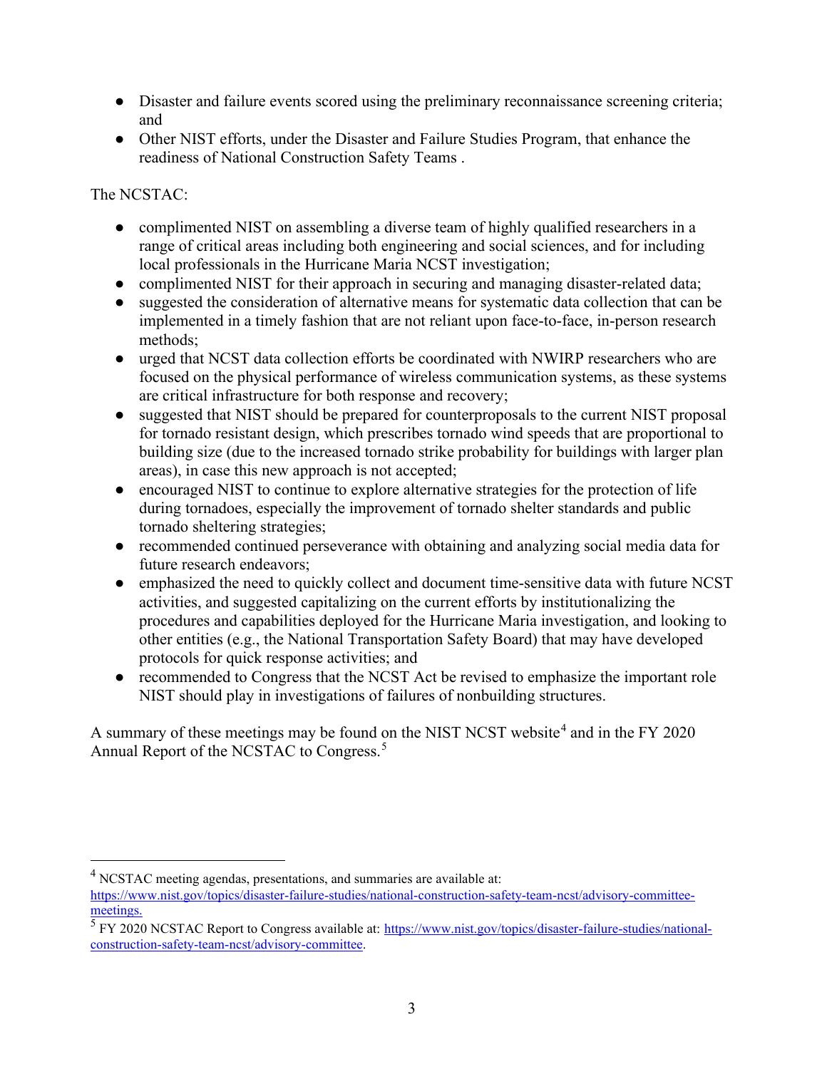- Disaster and failure events scored using the preliminary reconnaissance screening criteria; and
- Other NIST efforts, under the Disaster and Failure Studies Program, that enhance the readiness of National Construction Safety Teams .

The NCSTAC:

- complimented NIST on assembling a diverse team of highly qualified researchers in a range of critical areas including both engineering and social sciences, and for including local professionals in the Hurricane Maria NCST investigation;
- complimented NIST for their approach in securing and managing disaster-related data;
- suggested the consideration of alternative means for systematic data collection that can be implemented in a timely fashion that are not reliant upon face-to-face, in-person research methods;
- urged that NCST data collection efforts be coordinated with NWIRP researchers who are focused on the physical performance of wireless communication systems, as these systems are critical infrastructure for both response and recovery;
- suggested that NIST should be prepared for counterproposals to the current NIST proposal for tornado resistant design, which prescribes tornado wind speeds that are proportional to building size (due to the increased tornado strike probability for buildings with larger plan areas), in case this new approach is not accepted;
- encouraged NIST to continue to explore alternative strategies for the protection of life during tornadoes, especially the improvement of tornado shelter standards and public tornado sheltering strategies;
- recommended continued perseverance with obtaining and analyzing social media data for future research endeavors;
- emphasized the need to quickly collect and document time-sensitive data with future NCST activities, and suggested capitalizing on the current efforts by institutionalizing the procedures and capabilities deployed for the Hurricane Maria investigation, and looking to other entities (e.g., the National Transportation Safety Board) that may have developed protocols for quick response activities; and
- recommended to Congress that the NCST Act be revised to emphasize the important role NIST should play in investigations of failures of nonbuilding structures.

A summary of these meetings may be found on the NIST NCST website[4] and in the FY 2020 Annual Report of the NCSTAC to Congress.[5]

[4] NCSTAC meeting agendas, presentations, and summaries are available at: https://www.nist.gov/topics/disaster-failure-studies/national-construction-safety-team-ncst/advisory-committee-meetings.

[5] FY 2020 NCSTAC Report to Congress available at: https://www.nist.gov/topics/disaster-failure-studies/national-construction-safety-team-ncst/advisory-committee.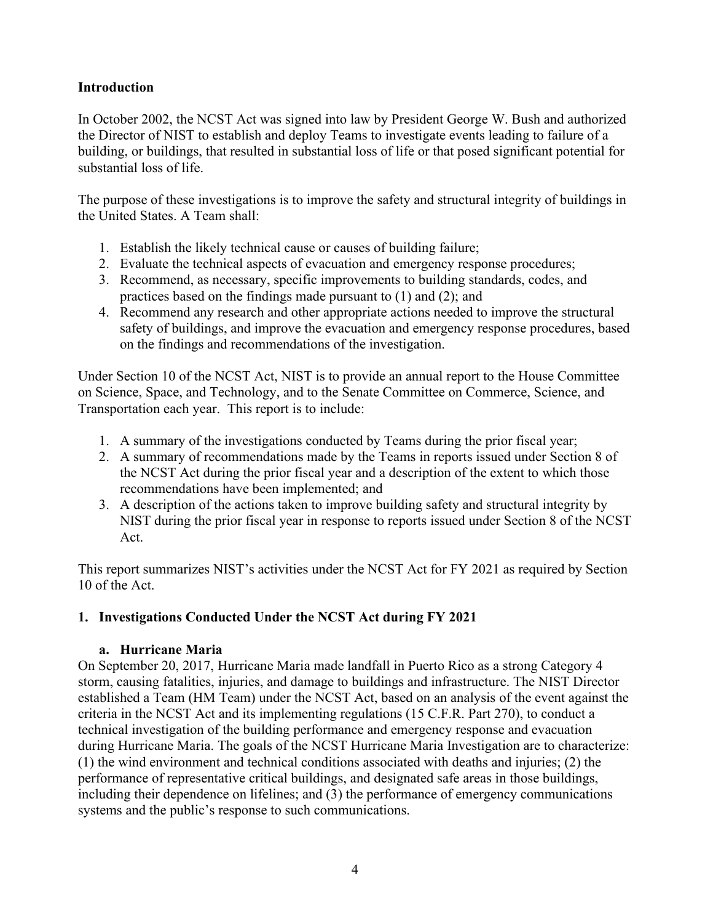## Introduction

In October 2002, the NCST Act was signed into law by President George W. Bush and authorized the Director of NIST to establish and deploy Teams to investigate events leading to failure of a building, or buildings, that resulted in substantial loss of life or that posed significant potential for substantial loss of life.

The purpose of these investigations is to improve the safety and structural integrity of buildings in the United States. A Team shall:

1. Establish the likely technical cause or causes of building failure;
2. Evaluate the technical aspects of evacuation and emergency response procedures;
3. Recommend, as necessary, specific improvements to building standards, codes, and practices based on the findings made pursuant to (1) and (2); and
4. Recommend any research and other appropriate actions needed to improve the structural safety of buildings, and improve the evacuation and emergency response procedures, based on the findings and recommendations of the investigation.

Under Section 10 of the NCST Act, NIST is to provide an annual report to the House Committee on Science, Space, and Technology, and to the Senate Committee on Commerce, Science, and Transportation each year. This report is to include:

1. A summary of the investigations conducted by Teams during the prior fiscal year;
2. A summary of recommendations made by the Teams in reports issued under Section 8 of the NCST Act during the prior fiscal year and a description of the extent to which those recommendations have been implemented; and
3. A description of the actions taken to improve building safety and structural integrity by NIST during the prior fiscal year in response to reports issued under Section 8 of the NCST Act.

This report summarizes NIST's activities under the NCST Act for FY 2021 as required by Section 10 of the Act.

## 1. Investigations Conducted Under the NCST Act during FY 2021

### a. Hurricane Maria

On September 20, 2017, Hurricane Maria made landfall in Puerto Rico as a strong Category 4 storm, causing fatalities, injuries, and damage to buildings and infrastructure. The NIST Director established a Team (HM Team) under the NCST Act, based on an analysis of the event against the criteria in the NCST Act and its implementing regulations (15 C.F.R. Part 270), to conduct a technical investigation of the building performance and emergency response and evacuation during Hurricane Maria. The goals of the NCST Hurricane Maria Investigation are to characterize: (1) the wind environment and technical conditions associated with deaths and injuries; (2) the performance of representative critical buildings, and designated safe areas in those buildings, including their dependence on lifelines; and (3) the performance of emergency communications systems and the public's response to such communications.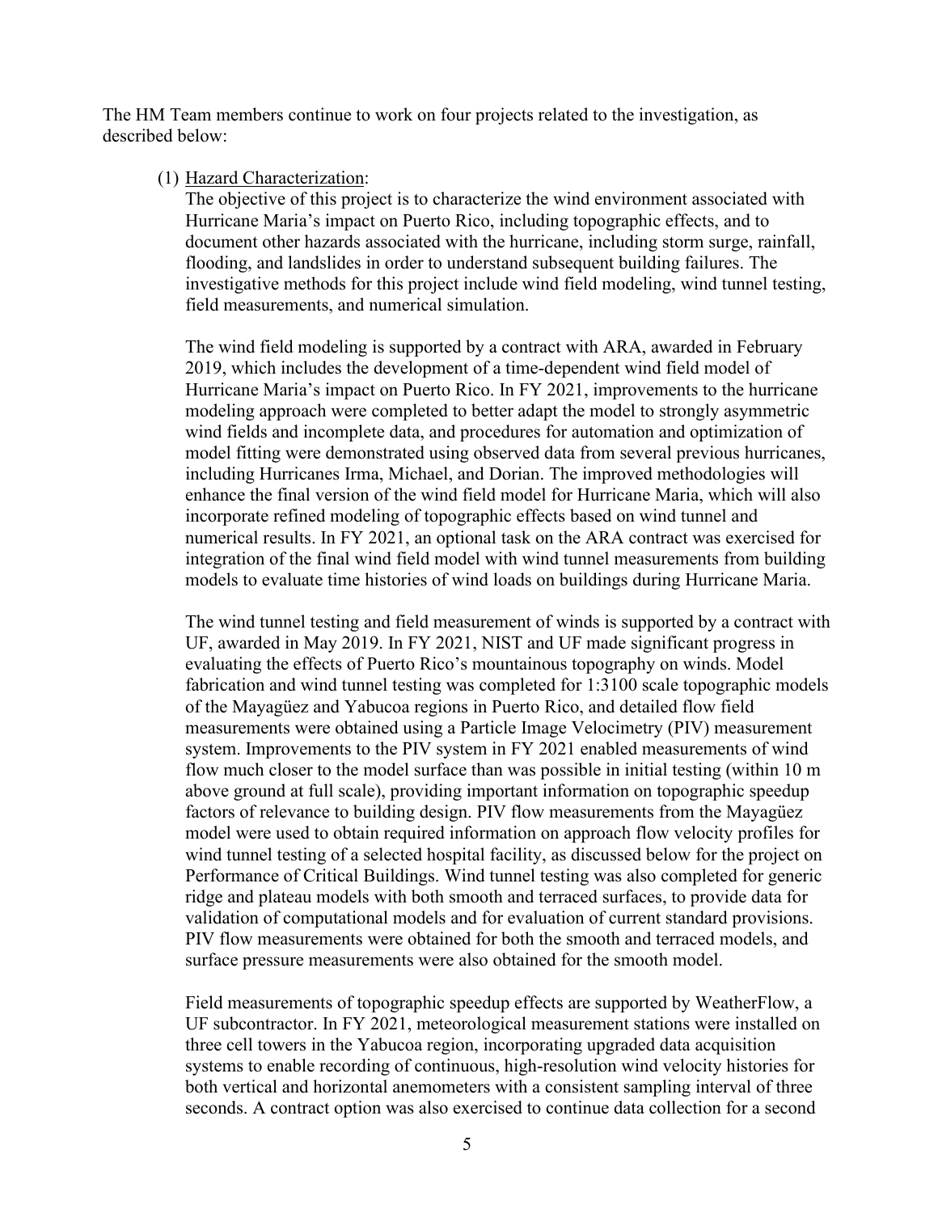The HM Team members continue to work on four projects related to the investigation, as described below:

(1) <u>Hazard Characterization</u>:

The objective of this project is to characterize the wind environment associated with Hurricane Maria's impact on Puerto Rico, including topographic effects, and to document other hazards associated with the hurricane, including storm surge, rainfall, flooding, and landslides in order to understand subsequent building failures. The investigative methods for this project include wind field modeling, wind tunnel testing, field measurements, and numerical simulation.

The wind field modeling is supported by a contract with ARA, awarded in February 2019, which includes the development of a time-dependent wind field model of Hurricane Maria's impact on Puerto Rico. In FY 2021, improvements to the hurricane modeling approach were completed to better adapt the model to strongly asymmetric wind fields and incomplete data, and procedures for automation and optimization of model fitting were demonstrated using observed data from several previous hurricanes, including Hurricanes Irma, Michael, and Dorian. The improved methodologies will enhance the final version of the wind field model for Hurricane Maria, which will also incorporate refined modeling of topographic effects based on wind tunnel and numerical results. In FY 2021, an optional task on the ARA contract was exercised for integration of the final wind field model with wind tunnel measurements from building models to evaluate time histories of wind loads on buildings during Hurricane Maria.

The wind tunnel testing and field measurement of winds is supported by a contract with UF, awarded in May 2019. In FY 2021, NIST and UF made significant progress in evaluating the effects of Puerto Rico's mountainous topography on winds. Model fabrication and wind tunnel testing was completed for 1:3100 scale topographic models of the Mayagüez and Yabucoa regions in Puerto Rico, and detailed flow field measurements were obtained using a Particle Image Velocimetry (PIV) measurement system. Improvements to the PIV system in FY 2021 enabled measurements of wind flow much closer to the model surface than was possible in initial testing (within 10 m above ground at full scale), providing important information on topographic speedup factors of relevance to building design. PIV flow measurements from the Mayagüez model were used to obtain required information on approach flow velocity profiles for wind tunnel testing of a selected hospital facility, as discussed below for the project on Performance of Critical Buildings. Wind tunnel testing was also completed for generic ridge and plateau models with both smooth and terraced surfaces, to provide data for validation of computational models and for evaluation of current standard provisions. PIV flow measurements were obtained for both the smooth and terraced models, and surface pressure measurements were also obtained for the smooth model.

Field measurements of topographic speedup effects are supported by WeatherFlow, a UF subcontractor. In FY 2021, meteorological measurement stations were installed on three cell towers in the Yabucoa region, incorporating upgraded data acquisition systems to enable recording of continuous, high-resolution wind velocity histories for both vertical and horizontal anemometers with a consistent sampling interval of three seconds. A contract option was also exercised to continue data collection for a second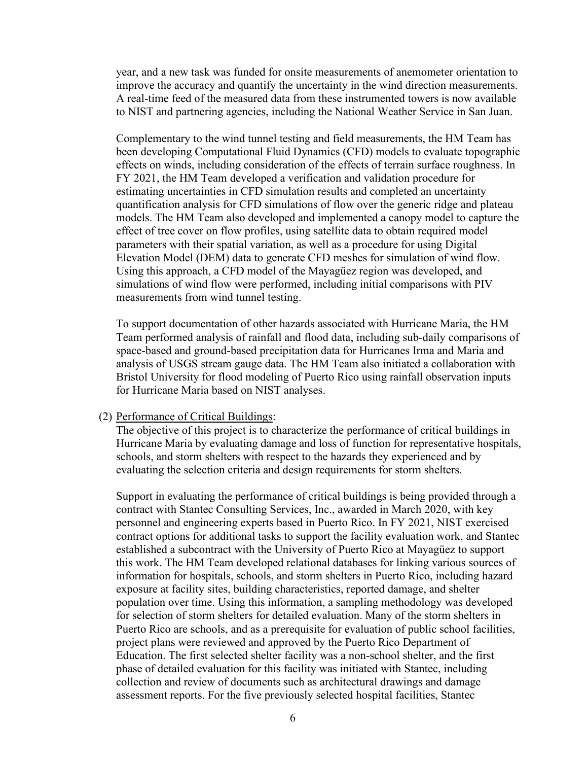year, and a new task was funded for onsite measurements of anemometer orientation to improve the accuracy and quantify the uncertainty in the wind direction measurements. A real-time feed of the measured data from these instrumented towers is now available to NIST and partnering agencies, including the National Weather Service in San Juan.

Complementary to the wind tunnel testing and field measurements, the HM Team has been developing Computational Fluid Dynamics (CFD) models to evaluate topographic effects on winds, including consideration of the effects of terrain surface roughness. In FY 2021, the HM Team developed a verification and validation procedure for estimating uncertainties in CFD simulation results and completed an uncertainty quantification analysis for CFD simulations of flow over the generic ridge and plateau models. The HM Team also developed and implemented a canopy model to capture the effect of tree cover on flow profiles, using satellite data to obtain required model parameters with their spatial variation, as well as a procedure for using Digital Elevation Model (DEM) data to generate CFD meshes for simulation of wind flow. Using this approach, a CFD model of the Mayagüez region was developed, and simulations of wind flow were performed, including initial comparisons with PIV measurements from wind tunnel testing.

To support documentation of other hazards associated with Hurricane Maria, the HM Team performed analysis of rainfall and flood data, including sub-daily comparisons of space-based and ground-based precipitation data for Hurricanes Irma and Maria and analysis of USGS stream gauge data. The HM Team also initiated a collaboration with Bristol University for flood modeling of Puerto Rico using rainfall observation inputs for Hurricane Maria based on NIST analyses.

(2) Performance of Critical Buildings:
The objective of this project is to characterize the performance of critical buildings in Hurricane Maria by evaluating damage and loss of function for representative hospitals, schools, and storm shelters with respect to the hazards they experienced and by evaluating the selection criteria and design requirements for storm shelters.

Support in evaluating the performance of critical buildings is being provided through a contract with Stantec Consulting Services, Inc., awarded in March 2020, with key personnel and engineering experts based in Puerto Rico. In FY 2021, NIST exercised contract options for additional tasks to support the facility evaluation work, and Stantec established a subcontract with the University of Puerto Rico at Mayagüez to support this work. The HM Team developed relational databases for linking various sources of information for hospitals, schools, and storm shelters in Puerto Rico, including hazard exposure at facility sites, building characteristics, reported damage, and shelter population over time. Using this information, a sampling methodology was developed for selection of storm shelters for detailed evaluation. Many of the storm shelters in Puerto Rico are schools, and as a prerequisite for evaluation of public school facilities, project plans were reviewed and approved by the Puerto Rico Department of Education. The first selected shelter facility was a non-school shelter, and the first phase of detailed evaluation for this facility was initiated with Stantec, including collection and review of documents such as architectural drawings and damage assessment reports. For the five previously selected hospital facilities, Stantec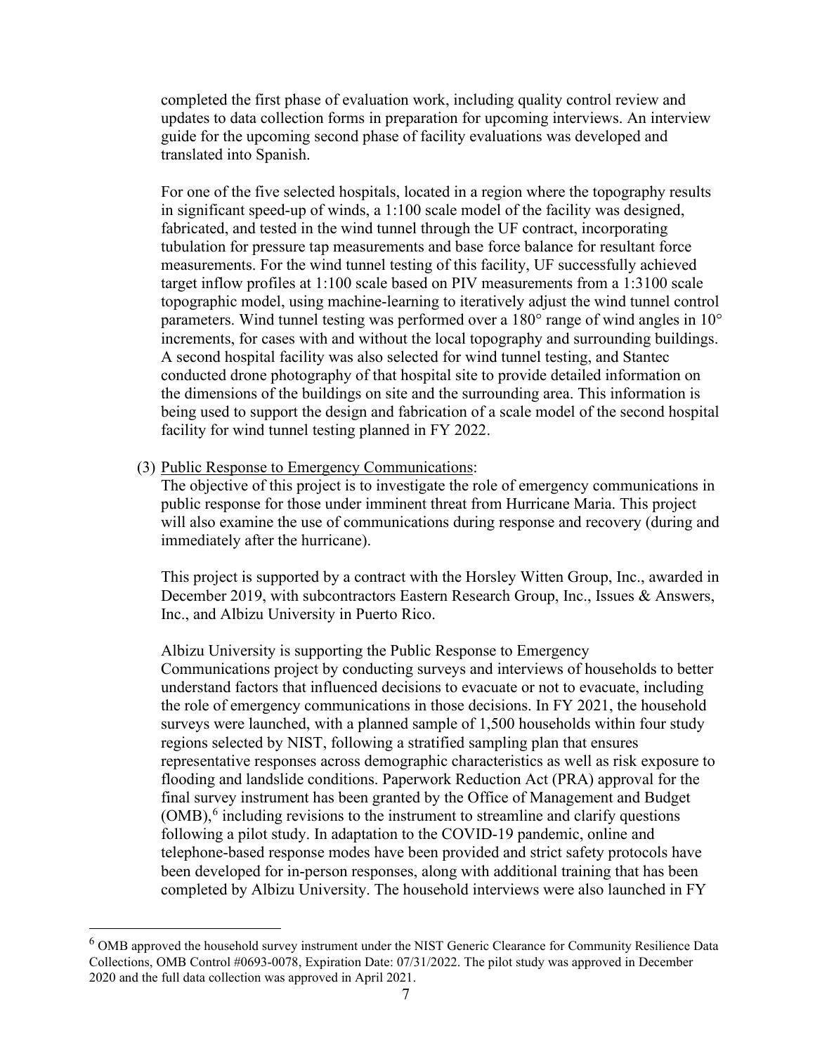completed the first phase of evaluation work, including quality control review and updates to data collection forms in preparation for upcoming interviews. An interview guide for the upcoming second phase of facility evaluations was developed and translated into Spanish.

For one of the five selected hospitals, located in a region where the topography results in significant speed-up of winds, a 1:100 scale model of the facility was designed, fabricated, and tested in the wind tunnel through the UF contract, incorporating tubulation for pressure tap measurements and base force balance for resultant force measurements. For the wind tunnel testing of this facility, UF successfully achieved target inflow profiles at 1:100 scale based on PIV measurements from a 1:3100 scale topographic model, using machine-learning to iteratively adjust the wind tunnel control parameters. Wind tunnel testing was performed over a 180° range of wind angles in 10° increments, for cases with and without the local topography and surrounding buildings. A second hospital facility was also selected for wind tunnel testing, and Stantec conducted drone photography of that hospital site to provide detailed information on the dimensions of the buildings on site and the surrounding area. This information is being used to support the design and fabrication of a scale model of the second hospital facility for wind tunnel testing planned in FY 2022.

(3) <u>Public Response to Emergency Communications</u>:
The objective of this project is to investigate the role of emergency communications in public response for those under imminent threat from Hurricane Maria. This project will also examine the use of communications during response and recovery (during and immediately after the hurricane).

This project is supported by a contract with the Horsley Witten Group, Inc., awarded in December 2019, with subcontractors Eastern Research Group, Inc., Issues & Answers, Inc., and Albizu University in Puerto Rico.

Albizu University is supporting the Public Response to Emergency Communications project by conducting surveys and interviews of households to better understand factors that influenced decisions to evacuate or not to evacuate, including the role of emergency communications in those decisions. In FY 2021, the household surveys were launched, with a planned sample of 1,500 households within four study regions selected by NIST, following a stratified sampling plan that ensures representative responses across demographic characteristics as well as risk exposure to flooding and landslide conditions. Paperwork Reduction Act (PRA) approval for the final survey instrument has been granted by the Office of Management and Budget (OMB),[6] including revisions to the instrument to streamline and clarify questions following a pilot study. In adaptation to the COVID-19 pandemic, online and telephone-based response modes have been provided and strict safety protocols have been developed for in-person responses, along with additional training that has been completed by Albizu University. The household interviews were also launched in FY

[6] OMB approved the household survey instrument under the NIST Generic Clearance for Community Resilience Data Collections, OMB Control #0693-0078, Expiration Date: 07/31/2022. The pilot study was approved in December 2020 and the full data collection was approved in April 2021.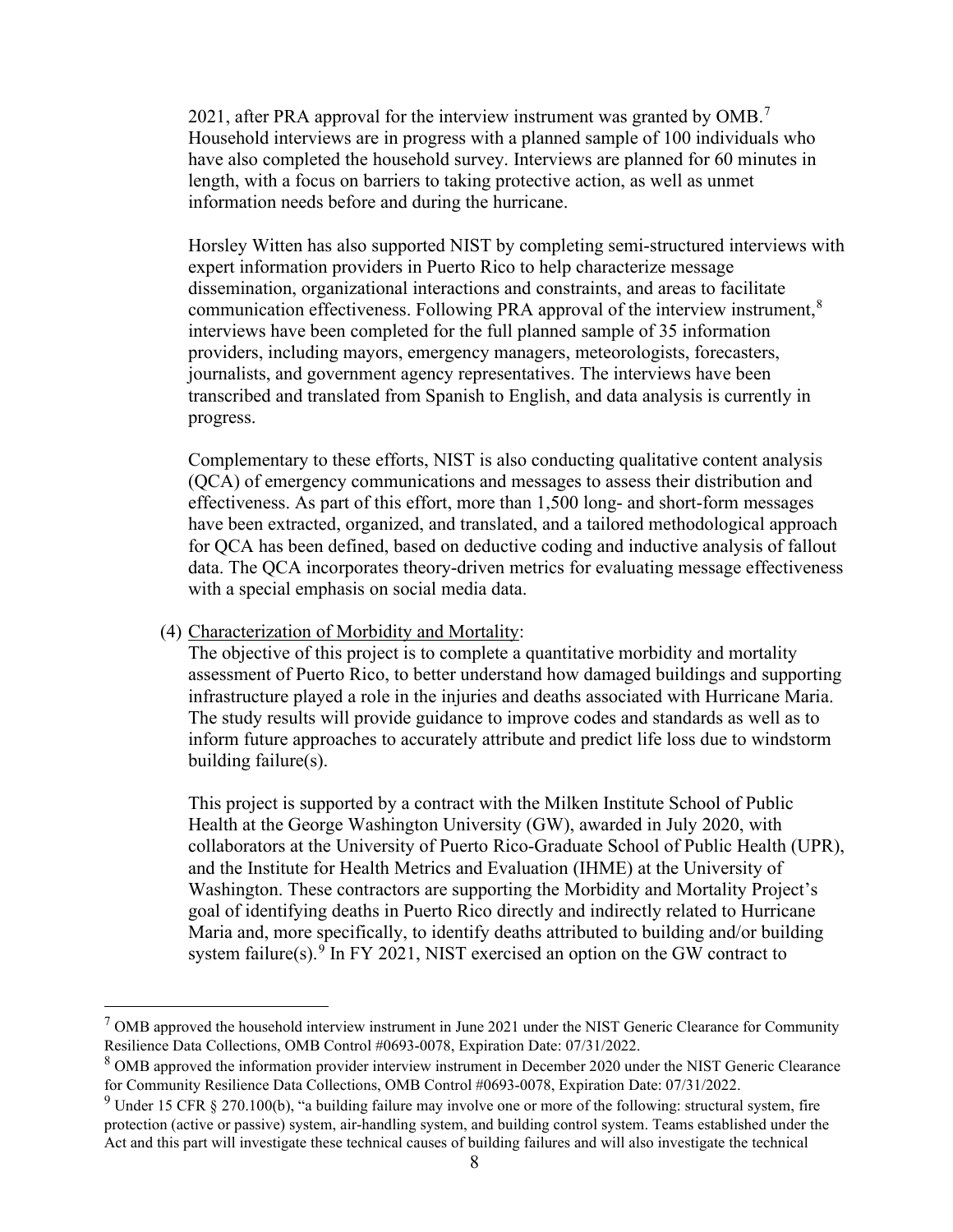2021, after PRA approval for the interview instrument was granted by OMB.[7] Household interviews are in progress with a planned sample of 100 individuals who have also completed the household survey. Interviews are planned for 60 minutes in length, with a focus on barriers to taking protective action, as well as unmet information needs before and during the hurricane.

Horsley Witten has also supported NIST by completing semi-structured interviews with expert information providers in Puerto Rico to help characterize message dissemination, organizational interactions and constraints, and areas to facilitate communication effectiveness. Following PRA approval of the interview instrument,[8] interviews have been completed for the full planned sample of 35 information providers, including mayors, emergency managers, meteorologists, forecasters, journalists, and government agency representatives. The interviews have been transcribed and translated from Spanish to English, and data analysis is currently in progress.

Complementary to these efforts, NIST is also conducting qualitative content analysis (QCA) of emergency communications and messages to assess their distribution and effectiveness. As part of this effort, more than 1,500 long- and short-form messages have been extracted, organized, and translated, and a tailored methodological approach for QCA has been defined, based on deductive coding and inductive analysis of fallout data. The QCA incorporates theory-driven metrics for evaluating message effectiveness with a special emphasis on social media data.

(4) <u>Characterization of Morbidity and Mortality</u>:
The objective of this project is to complete a quantitative morbidity and mortality assessment of Puerto Rico, to better understand how damaged buildings and supporting infrastructure played a role in the injuries and deaths associated with Hurricane Maria. The study results will provide guidance to improve codes and standards as well as to inform future approaches to accurately attribute and predict life loss due to windstorm building failure(s).

This project is supported by a contract with the Milken Institute School of Public Health at the George Washington University (GW), awarded in July 2020, with collaborators at the University of Puerto Rico-Graduate School of Public Health (UPR), and the Institute for Health Metrics and Evaluation (IHME) at the University of Washington. These contractors are supporting the Morbidity and Mortality Project's goal of identifying deaths in Puerto Rico directly and indirectly related to Hurricane Maria and, more specifically, to identify deaths attributed to building and/or building system failure(s).[9] In FY 2021, NIST exercised an option on the GW contract to

---

[7] OMB approved the household interview instrument in June 2021 under the NIST Generic Clearance for Community Resilience Data Collections, OMB Control #0693-0078, Expiration Date: 07/31/2022.

[8] OMB approved the information provider interview instrument in December 2020 under the NIST Generic Clearance for Community Resilience Data Collections, OMB Control #0693-0078, Expiration Date: 07/31/2022.

[9] Under 15 CFR § 270.100(b), "a building failure may involve one or more of the following: structural system, fire protection (active or passive) system, air-handling system, and building control system. Teams established under the Act and this part will investigate these technical causes of building failures and will also investigate the technical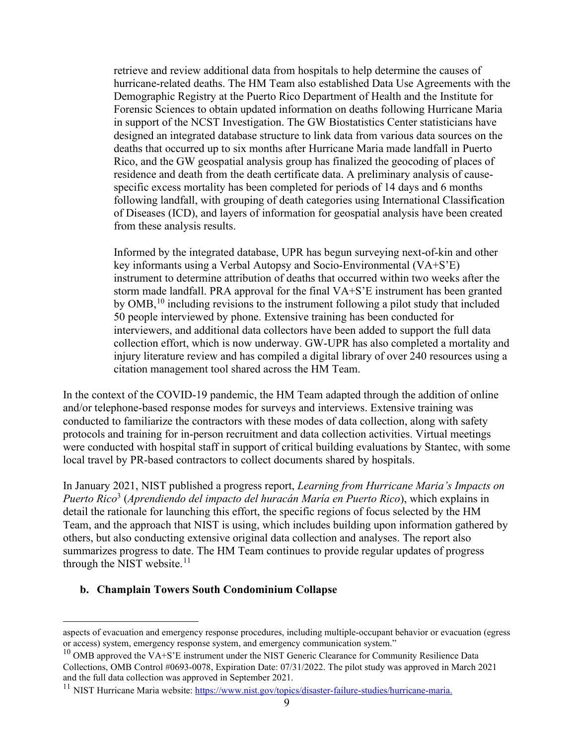retrieve and review additional data from hospitals to help determine the causes of hurricane-related deaths. The HM Team also established Data Use Agreements with the Demographic Registry at the Puerto Rico Department of Health and the Institute for Forensic Sciences to obtain updated information on deaths following Hurricane Maria in support of the NCST Investigation. The GW Biostatistics Center statisticians have designed an integrated database structure to link data from various data sources on the deaths that occurred up to six months after Hurricane Maria made landfall in Puerto Rico, and the GW geospatial analysis group has finalized the geocoding of places of residence and death from the death certificate data. A preliminary analysis of cause-specific excess mortality has been completed for periods of 14 days and 6 months following landfall, with grouping of death categories using International Classification of Diseases (ICD), and layers of information for geospatial analysis have been created from these analysis results.

Informed by the integrated database, UPR has begun surveying next-of-kin and other key informants using a Verbal Autopsy and Socio-Environmental (VA+S'E) instrument to determine attribution of deaths that occurred within two weeks after the storm made landfall. PRA approval for the final VA+S'E instrument has been granted by OMB,[10] including revisions to the instrument following a pilot study that included 50 people interviewed by phone. Extensive training has been conducted for interviewers, and additional data collectors have been added to support the full data collection effort, which is now underway. GW-UPR has also completed a mortality and injury literature review and has compiled a digital library of over 240 resources using a citation management tool shared across the HM Team.

In the context of the COVID-19 pandemic, the HM Team adapted through the addition of online and/or telephone-based response modes for surveys and interviews. Extensive training was conducted to familiarize the contractors with these modes of data collection, along with safety protocols and training for in-person recruitment and data collection activities. Virtual meetings were conducted with hospital staff in support of critical building evaluations by Stantec, with some local travel by PR-based contractors to collect documents shared by hospitals.

In January 2021, NIST published a progress report, *Learning from Hurricane Maria's Impacts on Puerto Rico*[3] (*Aprendiendo del impacto del huracán María en Puerto Rico*), which explains in detail the rationale for launching this effort, the specific regions of focus selected by the HM Team, and the approach that NIST is using, which includes building upon information gathered by others, but also conducting extensive original data collection and analyses. The report also summarizes progress to date. The HM Team continues to provide regular updates of progress through the NIST website.[11]

**b. Champlain Towers South Condominium Collapse**

---

aspects of evacuation and emergency response procedures, including multiple-occupant behavior or evacuation (egress or access) system, emergency response system, and emergency communication system."

[10] OMB approved the VA+S'E instrument under the NIST Generic Clearance for Community Resilience Data Collections, OMB Control #0693-0078, Expiration Date: 07/31/2022. The pilot study was approved in March 2021 and the full data collection was approved in September 2021.

[11] NIST Hurricane Maria website: https://www.nist.gov/topics/disaster-failure-studies/hurricane-maria.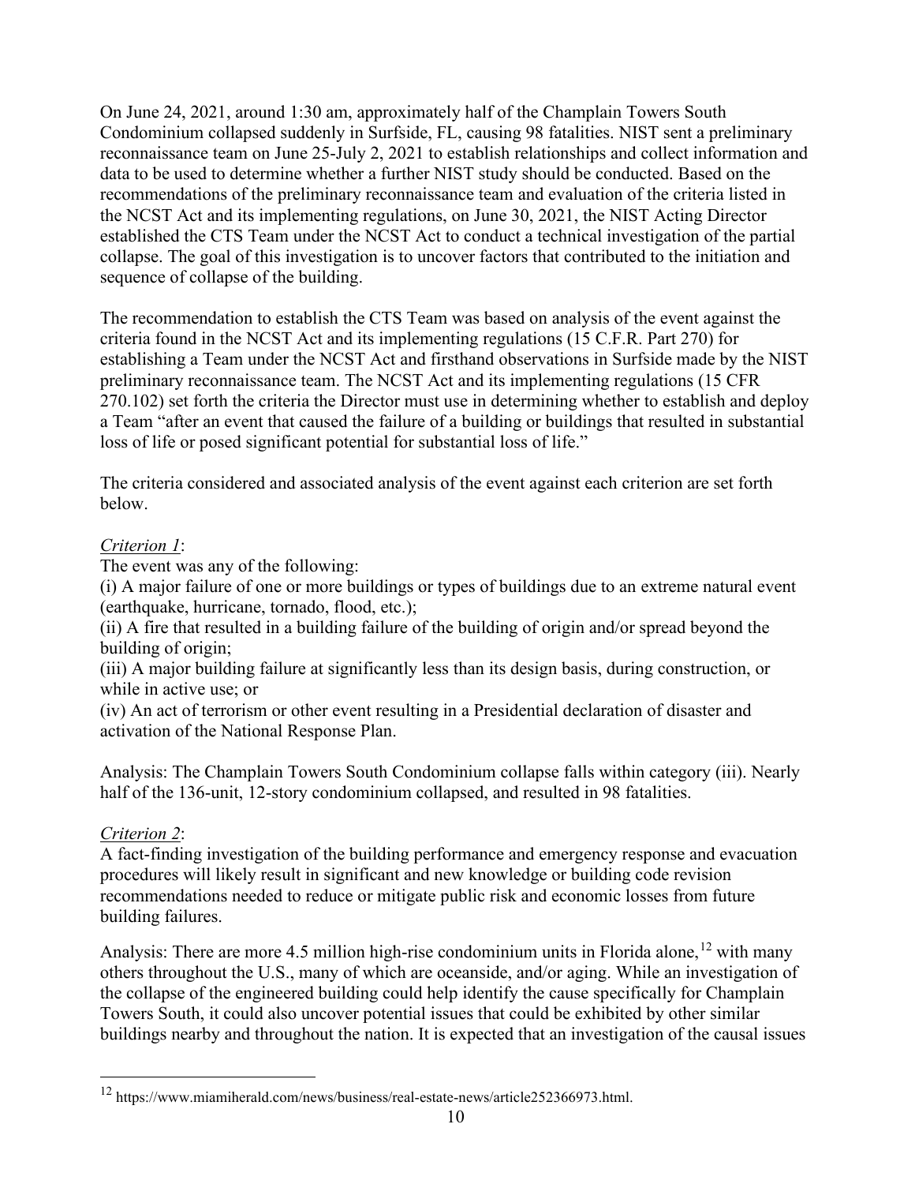On June 24, 2021, around 1:30 am, approximately half of the Champlain Towers South Condominium collapsed suddenly in Surfside, FL, causing 98 fatalities. NIST sent a preliminary reconnaissance team on June 25-July 2, 2021 to establish relationships and collect information and data to be used to determine whether a further NIST study should be conducted. Based on the recommendations of the preliminary reconnaissance team and evaluation of the criteria listed in the NCST Act and its implementing regulations, on June 30, 2021, the NIST Acting Director established the CTS Team under the NCST Act to conduct a technical investigation of the partial collapse. The goal of this investigation is to uncover factors that contributed to the initiation and sequence of collapse of the building.

The recommendation to establish the CTS Team was based on analysis of the event against the criteria found in the NCST Act and its implementing regulations (15 C.F.R. Part 270) for establishing a Team under the NCST Act and firsthand observations in Surfside made by the NIST preliminary reconnaissance team. The NCST Act and its implementing regulations (15 CFR 270.102) set forth the criteria the Director must use in determining whether to establish and deploy a Team "after an event that caused the failure of a building or buildings that resulted in substantial loss of life or posed significant potential for substantial loss of life."

The criteria considered and associated analysis of the event against each criterion are set forth below.

*Criterion 1*:

The event was any of the following:

(i) A major failure of one or more buildings or types of buildings due to an extreme natural event (earthquake, hurricane, tornado, flood, etc.);

(ii) A fire that resulted in a building failure of the building of origin and/or spread beyond the building of origin;

(iii) A major building failure at significantly less than its design basis, during construction, or while in active use; or

(iv) An act of terrorism or other event resulting in a Presidential declaration of disaster and activation of the National Response Plan.

Analysis: The Champlain Towers South Condominium collapse falls within category (iii). Nearly half of the 136-unit, 12-story condominium collapsed, and resulted in 98 fatalities.

*Criterion 2*:

A fact-finding investigation of the building performance and emergency response and evacuation procedures will likely result in significant and new knowledge or building code revision recommendations needed to reduce or mitigate public risk and economic losses from future building failures.

Analysis: There are more 4.5 million high-rise condominium units in Florida alone,[12] with many others throughout the U.S., many of which are oceanside, and/or aging. While an investigation of the collapse of the engineered building could help identify the cause specifically for Champlain Towers South, it could also uncover potential issues that could be exhibited by other similar buildings nearby and throughout the nation. It is expected that an investigation of the causal issues

---

[12] https://www.miamiherald.com/news/business/real-estate-news/article252366973.html.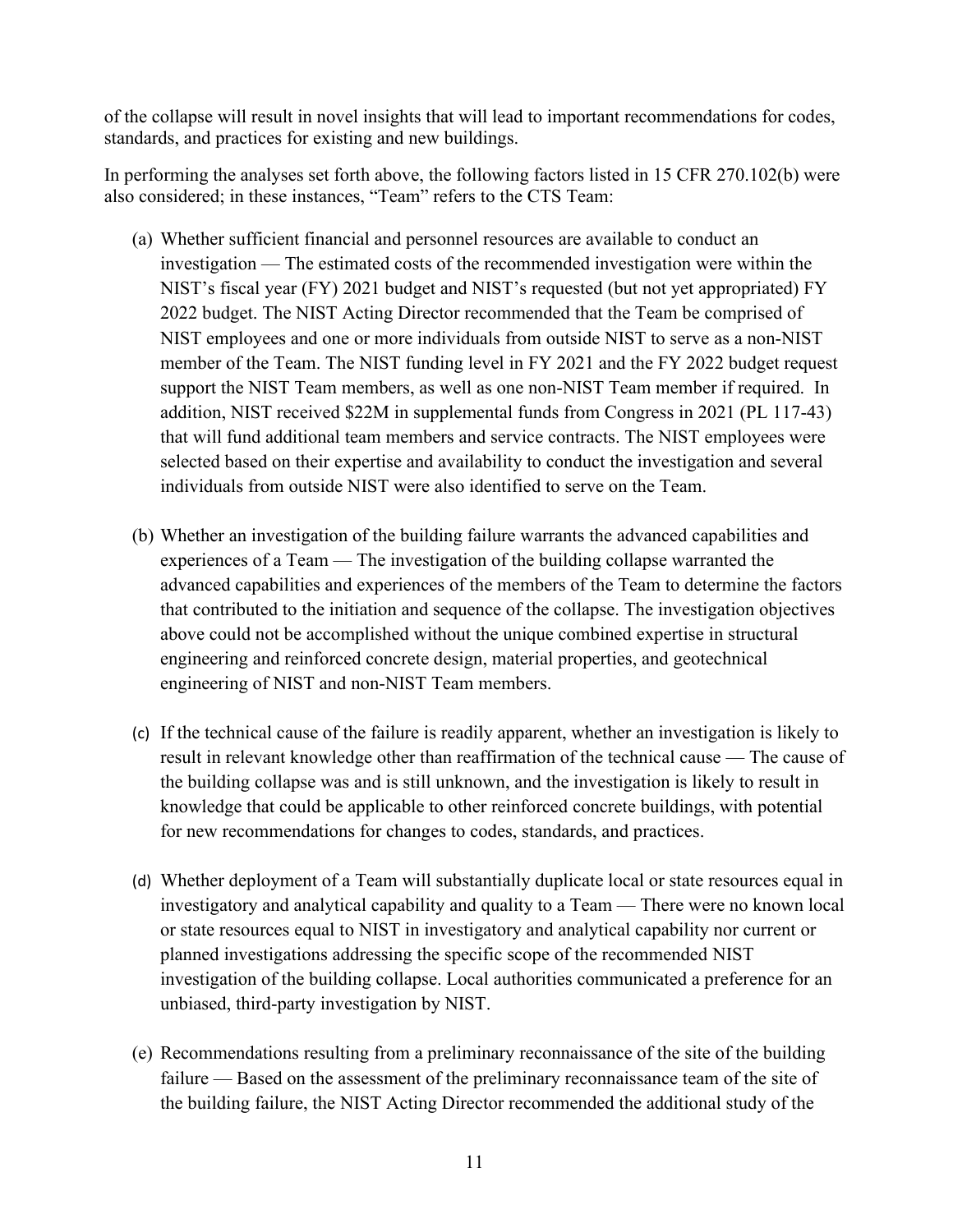of the collapse will result in novel insights that will lead to important recommendations for codes, standards, and practices for existing and new buildings.

In performing the analyses set forth above, the following factors listed in 15 CFR 270.102(b) were also considered; in these instances, "Team" refers to the CTS Team:

(a) Whether sufficient financial and personnel resources are available to conduct an investigation — The estimated costs of the recommended investigation were within the NIST's fiscal year (FY) 2021 budget and NIST's requested (but not yet appropriated) FY 2022 budget. The NIST Acting Director recommended that the Team be comprised of NIST employees and one or more individuals from outside NIST to serve as a non-NIST member of the Team. The NIST funding level in FY 2021 and the FY 2022 budget request support the NIST Team members, as well as one non-NIST Team member if required. In addition, NIST received $22M in supplemental funds from Congress in 2021 (PL 117-43) that will fund additional team members and service contracts. The NIST employees were selected based on their expertise and availability to conduct the investigation and several individuals from outside NIST were also identified to serve on the Team.

(b) Whether an investigation of the building failure warrants the advanced capabilities and experiences of a Team — The investigation of the building collapse warranted the advanced capabilities and experiences of the members of the Team to determine the factors that contributed to the initiation and sequence of the collapse. The investigation objectives above could not be accomplished without the unique combined expertise in structural engineering and reinforced concrete design, material properties, and geotechnical engineering of NIST and non-NIST Team members.

(c) If the technical cause of the failure is readily apparent, whether an investigation is likely to result in relevant knowledge other than reaffirmation of the technical cause — The cause of the building collapse was and is still unknown, and the investigation is likely to result in knowledge that could be applicable to other reinforced concrete buildings, with potential for new recommendations for changes to codes, standards, and practices.

(d) Whether deployment of a Team will substantially duplicate local or state resources equal in investigatory and analytical capability and quality to a Team — There were no known local or state resources equal to NIST in investigatory and analytical capability nor current or planned investigations addressing the specific scope of the recommended NIST investigation of the building collapse. Local authorities communicated a preference for an unbiased, third-party investigation by NIST.

(e) Recommendations resulting from a preliminary reconnaissance of the site of the building failure — Based on the assessment of the preliminary reconnaissance team of the site of the building failure, the NIST Acting Director recommended the additional study of the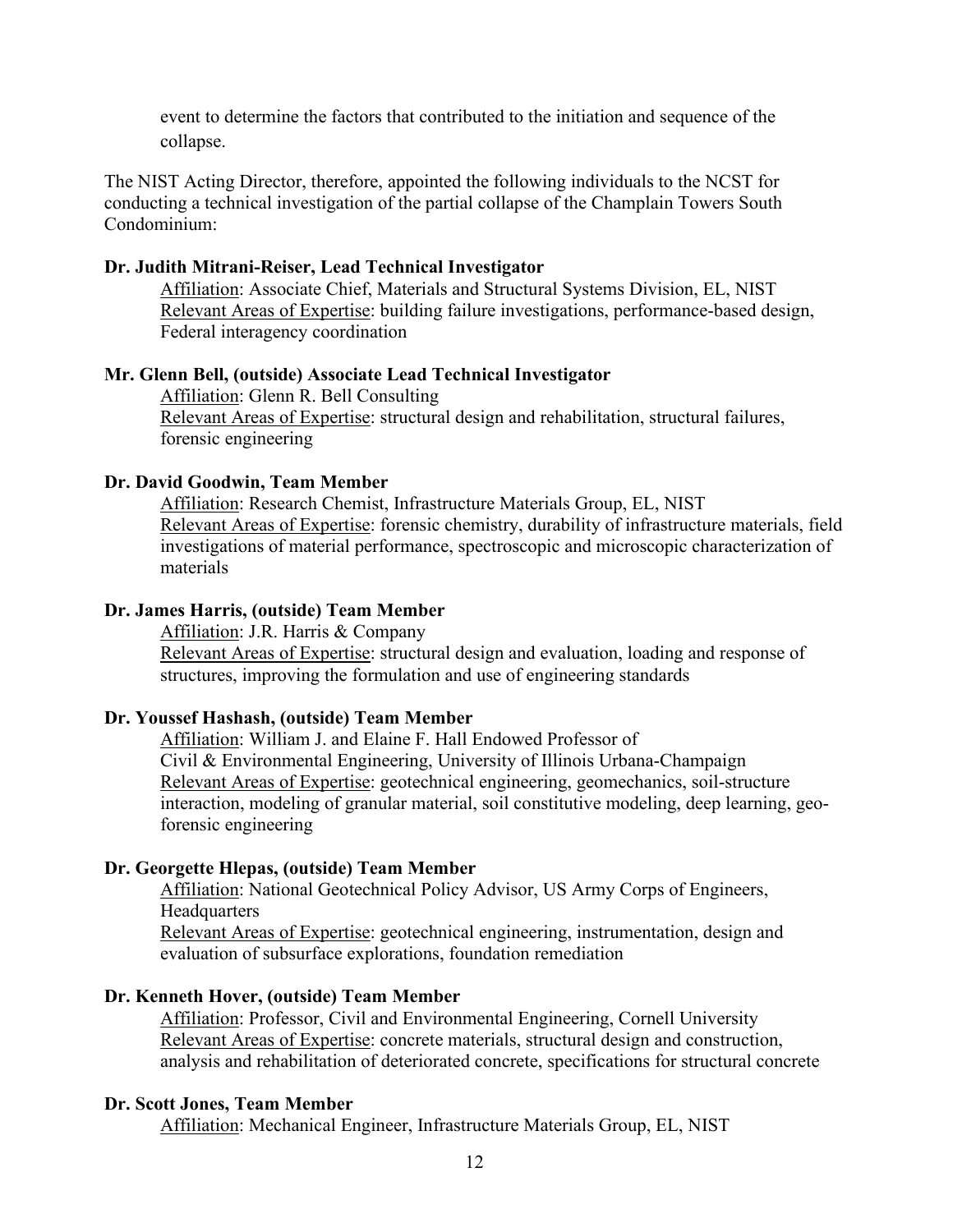event to determine the factors that contributed to the initiation and sequence of the collapse.

The NIST Acting Director, therefore, appointed the following individuals to the NCST for conducting a technical investigation of the partial collapse of the Champlain Towers South Condominium:

**Dr. Judith Mitrani-Reiser, Lead Technical Investigator**

Affiliation: Associate Chief, Materials and Structural Systems Division, EL, NIST
Relevant Areas of Expertise: building failure investigations, performance-based design, Federal interagency coordination

**Mr. Glenn Bell, (outside) Associate Lead Technical Investigator**

Affiliation: Glenn R. Bell Consulting
Relevant Areas of Expertise: structural design and rehabilitation, structural failures, forensic engineering

**Dr. David Goodwin, Team Member**

Affiliation: Research Chemist, Infrastructure Materials Group, EL, NIST
Relevant Areas of Expertise: forensic chemistry, durability of infrastructure materials, field investigations of material performance, spectroscopic and microscopic characterization of materials

**Dr. James Harris, (outside) Team Member**

Affiliation: J.R. Harris & Company
Relevant Areas of Expertise: structural design and evaluation, loading and response of structures, improving the formulation and use of engineering standards

**Dr. Youssef Hashash, (outside) Team Member**

Affiliation: William J. and Elaine F. Hall Endowed Professor of Civil & Environmental Engineering, University of Illinois Urbana-Champaign
Relevant Areas of Expertise: geotechnical engineering, geomechanics, soil-structure interaction, modeling of granular material, soil constitutive modeling, deep learning, geo-forensic engineering

**Dr. Georgette Hlepas, (outside) Team Member**

Affiliation: National Geotechnical Policy Advisor, US Army Corps of Engineers, Headquarters
Relevant Areas of Expertise: geotechnical engineering, instrumentation, design and evaluation of subsurface explorations, foundation remediation

**Dr. Kenneth Hover, (outside) Team Member**

Affiliation: Professor, Civil and Environmental Engineering, Cornell University
Relevant Areas of Expertise: concrete materials, structural design and construction, analysis and rehabilitation of deteriorated concrete, specifications for structural concrete

**Dr. Scott Jones, Team Member**

Affiliation: Mechanical Engineer, Infrastructure Materials Group, EL, NIST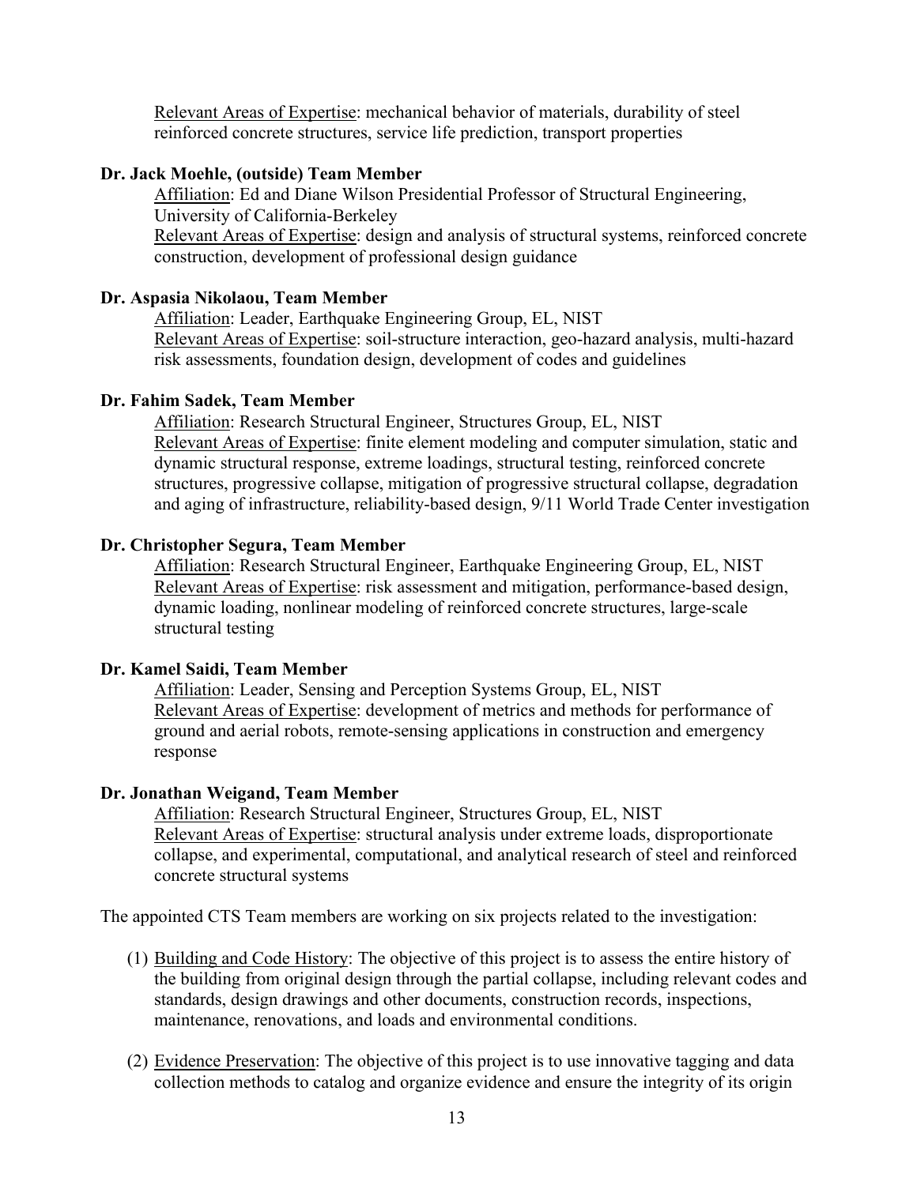Relevant Areas of Expertise: mechanical behavior of materials, durability of steel reinforced concrete structures, service life prediction, transport properties

**Dr. Jack Moehle, (outside) Team Member**

Affiliation: Ed and Diane Wilson Presidential Professor of Structural Engineering, University of California-Berkeley
Relevant Areas of Expertise: design and analysis of structural systems, reinforced concrete construction, development of professional design guidance

**Dr. Aspasia Nikolaou, Team Member**

Affiliation: Leader, Earthquake Engineering Group, EL, NIST
Relevant Areas of Expertise: soil-structure interaction, geo-hazard analysis, multi-hazard risk assessments, foundation design, development of codes and guidelines

**Dr. Fahim Sadek, Team Member**

Affiliation: Research Structural Engineer, Structures Group, EL, NIST
Relevant Areas of Expertise: finite element modeling and computer simulation, static and dynamic structural response, extreme loadings, structural testing, reinforced concrete structures, progressive collapse, mitigation of progressive structural collapse, degradation and aging of infrastructure, reliability-based design, 9/11 World Trade Center investigation

**Dr. Christopher Segura, Team Member**

Affiliation: Research Structural Engineer, Earthquake Engineering Group, EL, NIST
Relevant Areas of Expertise: risk assessment and mitigation, performance-based design, dynamic loading, nonlinear modeling of reinforced concrete structures, large-scale structural testing

**Dr. Kamel Saidi, Team Member**

Affiliation: Leader, Sensing and Perception Systems Group, EL, NIST
Relevant Areas of Expertise: development of metrics and methods for performance of ground and aerial robots, remote-sensing applications in construction and emergency response

**Dr. Jonathan Weigand, Team Member**

Affiliation: Research Structural Engineer, Structures Group, EL, NIST
Relevant Areas of Expertise: structural analysis under extreme loads, disproportionate collapse, and experimental, computational, and analytical research of steel and reinforced concrete structural systems

The appointed CTS Team members are working on six projects related to the investigation:

(1) Building and Code History: The objective of this project is to assess the entire history of the building from original design through the partial collapse, including relevant codes and standards, design drawings and other documents, construction records, inspections, maintenance, renovations, and loads and environmental conditions.

(2) Evidence Preservation: The objective of this project is to use innovative tagging and data collection methods to catalog and organize evidence and ensure the integrity of its origin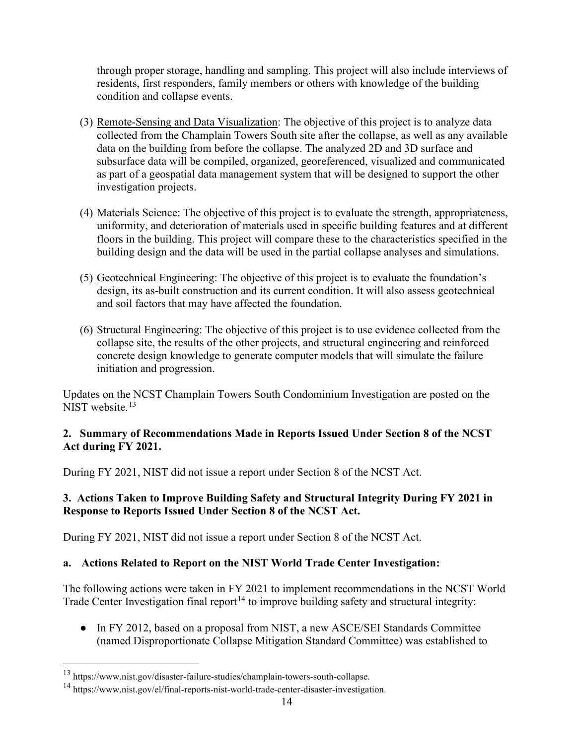through proper storage, handling and sampling. This project will also include interviews of residents, first responders, family members or others with knowledge of the building condition and collapse events.

(3) Remote-Sensing and Data Visualization: The objective of this project is to analyze data collected from the Champlain Towers South site after the collapse, as well as any available data on the building from before the collapse. The analyzed 2D and 3D surface and subsurface data will be compiled, organized, georeferenced, visualized and communicated as part of a geospatial data management system that will be designed to support the other investigation projects.

(4) Materials Science: The objective of this project is to evaluate the strength, appropriateness, uniformity, and deterioration of materials used in specific building features and at different floors in the building. This project will compare these to the characteristics specified in the building design and the data will be used in the partial collapse analyses and simulations.

(5) Geotechnical Engineering: The objective of this project is to evaluate the foundation's design, its as-built construction and its current condition. It will also assess geotechnical and soil factors that may have affected the foundation.

(6) Structural Engineering: The objective of this project is to use evidence collected from the collapse site, the results of the other projects, and structural engineering and reinforced concrete design knowledge to generate computer models that will simulate the failure initiation and progression.

Updates on the NCST Champlain Towers South Condominium Investigation are posted on the NIST website.[13]

### 2. Summary of Recommendations Made in Reports Issued Under Section 8 of the NCST Act during FY 2021.

During FY 2021, NIST did not issue a report under Section 8 of the NCST Act.

### 3. Actions Taken to Improve Building Safety and Structural Integrity During FY 2021 in Response to Reports Issued Under Section 8 of the NCST Act.

During FY 2021, NIST did not issue a report under Section 8 of the NCST Act.

### a. Actions Related to Report on the NIST World Trade Center Investigation:

The following actions were taken in FY 2021 to implement recommendations in the NCST World Trade Center Investigation final report[14] to improve building safety and structural integrity:

- In FY 2012, based on a proposal from NIST, a new ASCE/SEI Standards Committee (named Disproportionate Collapse Mitigation Standard Committee) was established to

---

[13] https://www.nist.gov/disaster-failure-studies/champlain-towers-south-collapse.

[14] https://www.nist.gov/el/final-reports-nist-world-trade-center-disaster-investigation.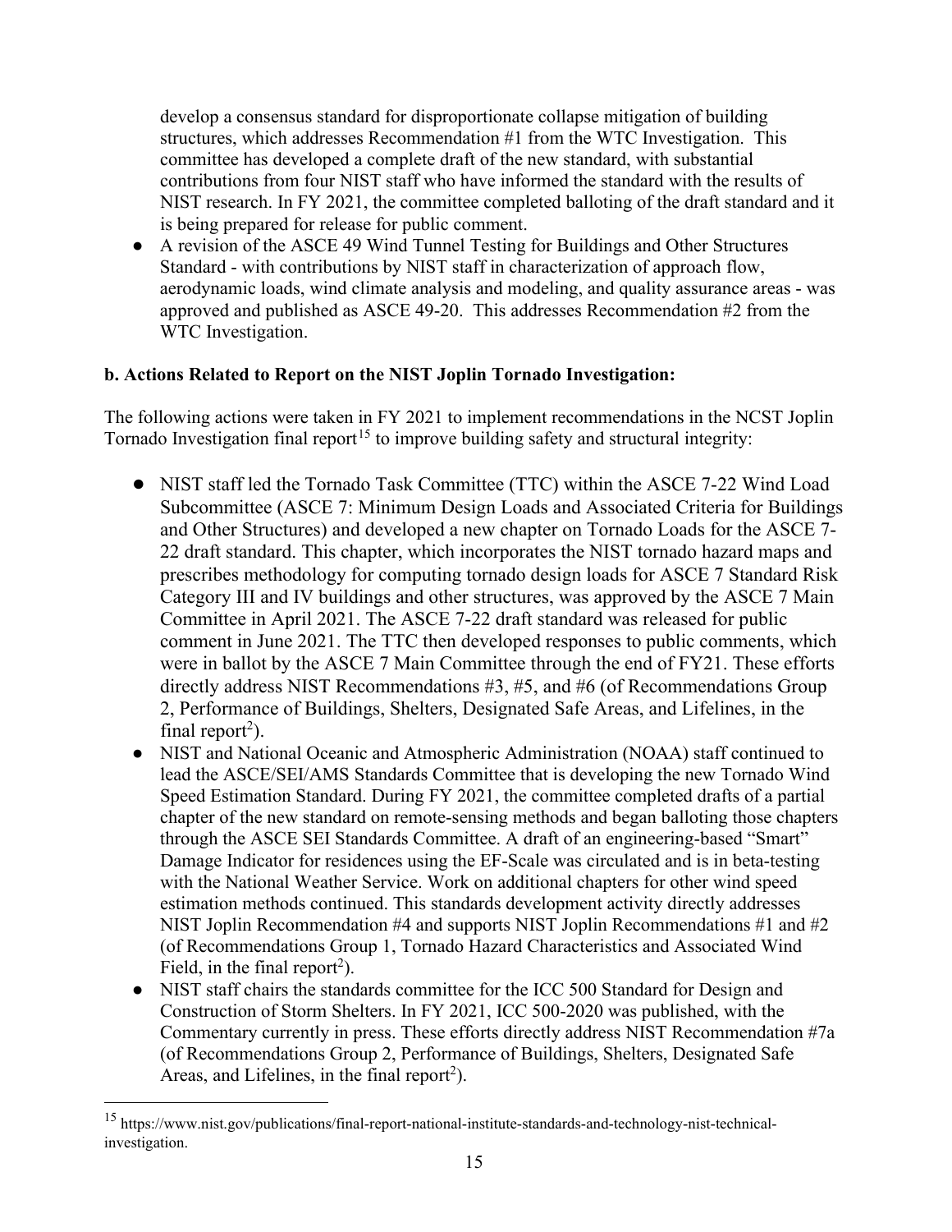develop a consensus standard for disproportionate collapse mitigation of building structures, which addresses Recommendation #1 from the WTC Investigation. This committee has developed a complete draft of the new standard, with substantial contributions from four NIST staff who have informed the standard with the results of NIST research. In FY 2021, the committee completed balloting of the draft standard and it is being prepared for release for public comment.

- A revision of the ASCE 49 Wind Tunnel Testing for Buildings and Other Structures Standard - with contributions by NIST staff in characterization of approach flow, aerodynamic loads, wind climate analysis and modeling, and quality assurance areas - was approved and published as ASCE 49-20. This addresses Recommendation #2 from the WTC Investigation.

**b. Actions Related to Report on the NIST Joplin Tornado Investigation:**

The following actions were taken in FY 2021 to implement recommendations in the NCST Joplin Tornado Investigation final report[15] to improve building safety and structural integrity:

- NIST staff led the Tornado Task Committee (TTC) within the ASCE 7-22 Wind Load Subcommittee (ASCE 7: Minimum Design Loads and Associated Criteria for Buildings and Other Structures) and developed a new chapter on Tornado Loads for the ASCE 7-22 draft standard. This chapter, which incorporates the NIST tornado hazard maps and prescribes methodology for computing tornado design loads for ASCE 7 Standard Risk Category III and IV buildings and other structures, was approved by the ASCE 7 Main Committee in April 2021. The ASCE 7-22 draft standard was released for public comment in June 2021. The TTC then developed responses to public comments, which were in ballot by the ASCE 7 Main Committee through the end of FY21. These efforts directly address NIST Recommendations #3, #5, and #6 (of Recommendations Group 2, Performance of Buildings, Shelters, Designated Safe Areas, and Lifelines, in the final report[2]).
- NIST and National Oceanic and Atmospheric Administration (NOAA) staff continued to lead the ASCE/SEI/AMS Standards Committee that is developing the new Tornado Wind Speed Estimation Standard. During FY 2021, the committee completed drafts of a partial chapter of the new standard on remote-sensing methods and began balloting those chapters through the ASCE SEI Standards Committee. A draft of an engineering-based "Smart" Damage Indicator for residences using the EF-Scale was circulated and is in beta-testing with the National Weather Service. Work on additional chapters for other wind speed estimation methods continued. This standards development activity directly addresses NIST Joplin Recommendation #4 and supports NIST Joplin Recommendations #1 and #2 (of Recommendations Group 1, Tornado Hazard Characteristics and Associated Wind Field, in the final report[2]).
- NIST staff chairs the standards committee for the ICC 500 Standard for Design and Construction of Storm Shelters. In FY 2021, ICC 500-2020 was published, with the Commentary currently in press. These efforts directly address NIST Recommendation #7a (of Recommendations Group 2, Performance of Buildings, Shelters, Designated Safe Areas, and Lifelines, in the final report[2]).

[15] https://www.nist.gov/publications/final-report-national-institute-standards-and-technology-nist-technical-investigation.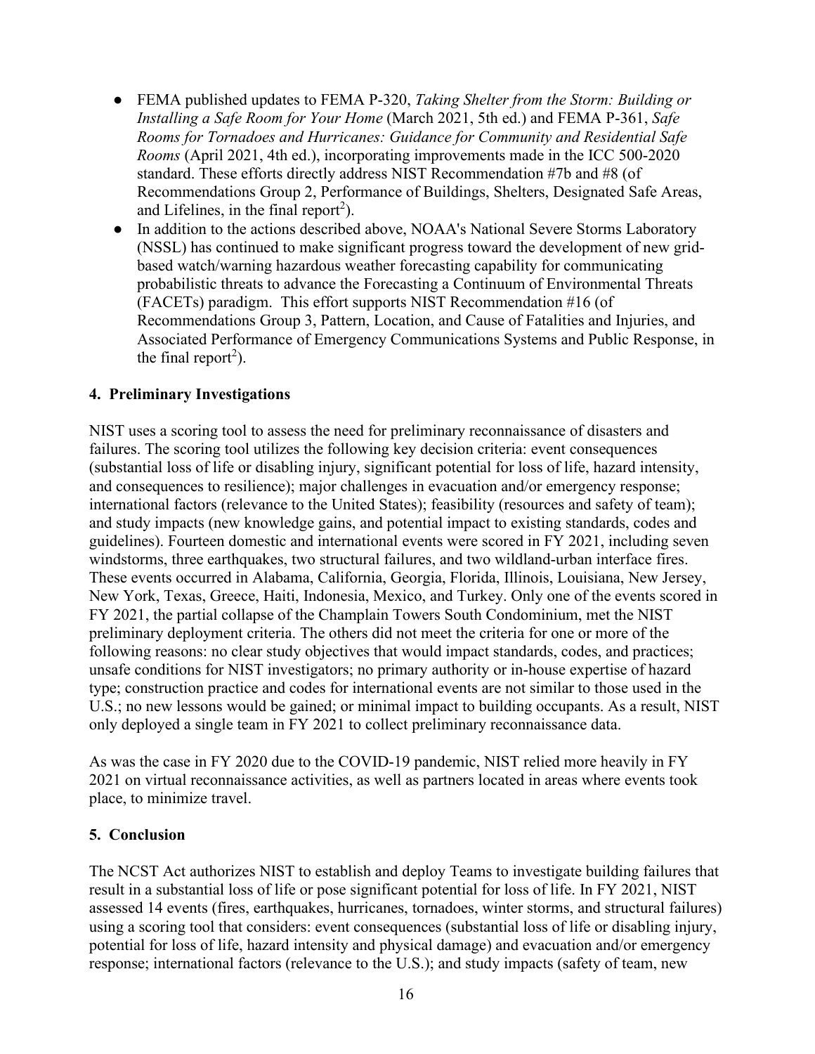- FEMA published updates to FEMA P-320, *Taking Shelter from the Storm: Building or Installing a Safe Room for Your Home* (March 2021, 5th ed.) and FEMA P-361, *Safe Rooms for Tornadoes and Hurricanes: Guidance for Community and Residential Safe Rooms* (April 2021, 4th ed.), incorporating improvements made in the ICC 500-2020 standard. These efforts directly address NIST Recommendation #7b and #8 (of Recommendations Group 2, Performance of Buildings, Shelters, Designated Safe Areas, and Lifelines, in the final report[2]).
- In addition to the actions described above, NOAA's National Severe Storms Laboratory (NSSL) has continued to make significant progress toward the development of new grid-based watch/warning hazardous weather forecasting capability for communicating probabilistic threats to advance the Forecasting a Continuum of Environmental Threats (FACETs) paradigm. This effort supports NIST Recommendation #16 (of Recommendations Group 3, Pattern, Location, and Cause of Fatalities and Injuries, and Associated Performance of Emergency Communications Systems and Public Response, in the final report[2]).

## 4. Preliminary Investigations

NIST uses a scoring tool to assess the need for preliminary reconnaissance of disasters and failures. The scoring tool utilizes the following key decision criteria: event consequences (substantial loss of life or disabling injury, significant potential for loss of life, hazard intensity, and consequences to resilience); major challenges in evacuation and/or emergency response; international factors (relevance to the United States); feasibility (resources and safety of team); and study impacts (new knowledge gains, and potential impact to existing standards, codes and guidelines). Fourteen domestic and international events were scored in FY 2021, including seven windstorms, three earthquakes, two structural failures, and two wildland-urban interface fires. These events occurred in Alabama, California, Georgia, Florida, Illinois, Louisiana, New Jersey, New York, Texas, Greece, Haiti, Indonesia, Mexico, and Turkey. Only one of the events scored in FY 2021, the partial collapse of the Champlain Towers South Condominium, met the NIST preliminary deployment criteria. The others did not meet the criteria for one or more of the following reasons: no clear study objectives that would impact standards, codes, and practices; unsafe conditions for NIST investigators; no primary authority or in-house expertise of hazard type; construction practice and codes for international events are not similar to those used in the U.S.; no new lessons would be gained; or minimal impact to building occupants. As a result, NIST only deployed a single team in FY 2021 to collect preliminary reconnaissance data.

As was the case in FY 2020 due to the COVID-19 pandemic, NIST relied more heavily in FY 2021 on virtual reconnaissance activities, as well as partners located in areas where events took place, to minimize travel.

## 5. Conclusion

The NCST Act authorizes NIST to establish and deploy Teams to investigate building failures that result in a substantial loss of life or pose significant potential for loss of life. In FY 2021, NIST assessed 14 events (fires, earthquakes, hurricanes, tornadoes, winter storms, and structural failures) using a scoring tool that considers: event consequences (substantial loss of life or disabling injury, potential for loss of life, hazard intensity and physical damage) and evacuation and/or emergency response; international factors (relevance to the U.S.); and study impacts (safety of team, new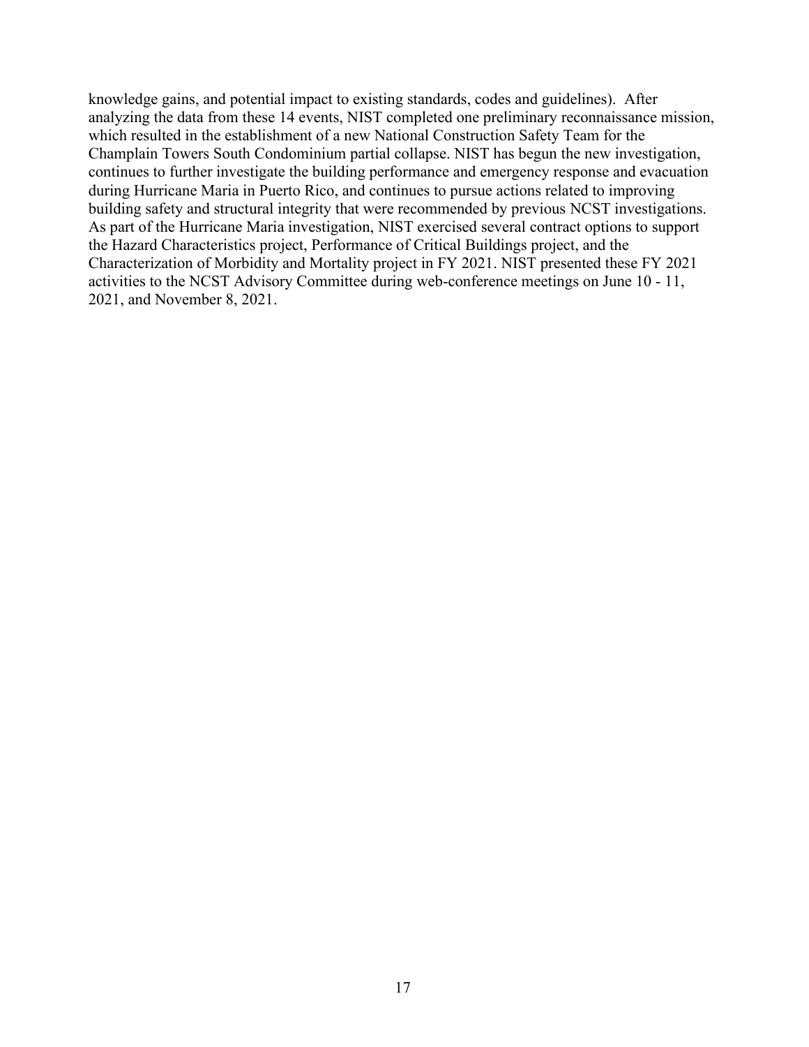knowledge gains, and potential impact to existing standards, codes and guidelines). After analyzing the data from these 14 events, NIST completed one preliminary reconnaissance mission, which resulted in the establishment of a new National Construction Safety Team for the Champlain Towers South Condominium partial collapse. NIST has begun the new investigation, continues to further investigate the building performance and emergency response and evacuation during Hurricane Maria in Puerto Rico, and continues to pursue actions related to improving building safety and structural integrity that were recommended by previous NCST investigations. As part of the Hurricane Maria investigation, NIST exercised several contract options to support the Hazard Characteristics project, Performance of Critical Buildings project, and the Characterization of Morbidity and Mortality project in FY 2021. NIST presented these FY 2021 activities to the NCST Advisory Committee during web-conference meetings on June 10 - 11, 2021, and November 8, 2021.